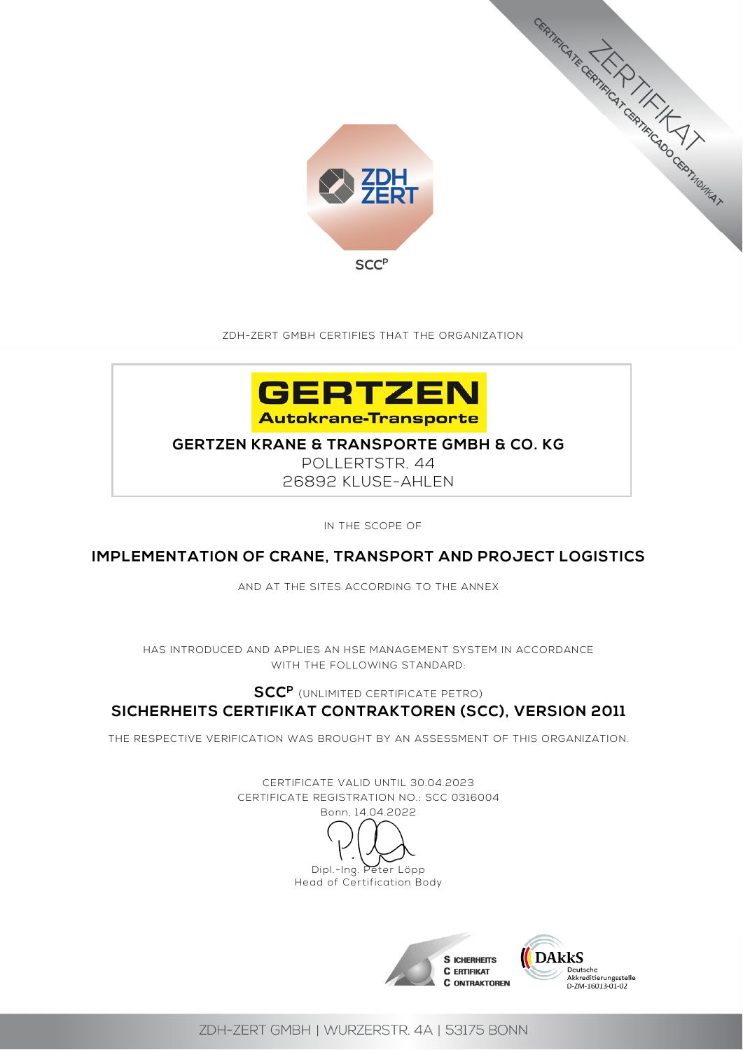CERTIFICATE CERTIFICAT CERTIFICADO СЕРТИФИКАТ ZERTIFIKAT

ZDH ZERT

SCC^P

ZDH-ZERT GMBH CERTIFIES THAT THE ORGANIZATION

**GERTZEN**
**Autokrane-Transporte**

**GERTZEN KRANE & TRANSPORTE GMBH & CO. KG**
POLLERTSTR. 44
26892 KLUSE-AHLEN

IN THE SCOPE OF

**IMPLEMENTATION OF CRANE, TRANSPORT AND PROJECT LOGISTICS**

AND AT THE SITES ACCORDING TO THE ANNEX

HAS INTRODUCED AND APPLIES AN HSE MANAGEMENT SYSTEM IN ACCORDANCE WITH THE FOLLOWING STANDARD:

**SCC^P** (UNLIMITED CERTIFICATE PETRO)
**SICHERHEITS CERTIFIKAT CONTRAKTOREN (SCC), VERSION 2011**

THE RESPECTIVE VERIFICATION WAS BROUGHT BY AN ASSESSMENT OF THIS ORGANIZATION.

CERTIFICATE VALID UNTIL 30.04.2023
CERTIFICATE REGISTRATION NO.: SCC 0316004
Bonn, 14.04.2022

Dipl.-Ing. Peter Löpp
Head of Certification Body

SICHERHEITS CERTIFIKAT CONTRAKTOREN

DAkkS Deutsche Akkreditierungsstelle D-ZM-16013-01-02

ZDH-ZERT GMBH | WURZERSTR. 4A | 53175 BONN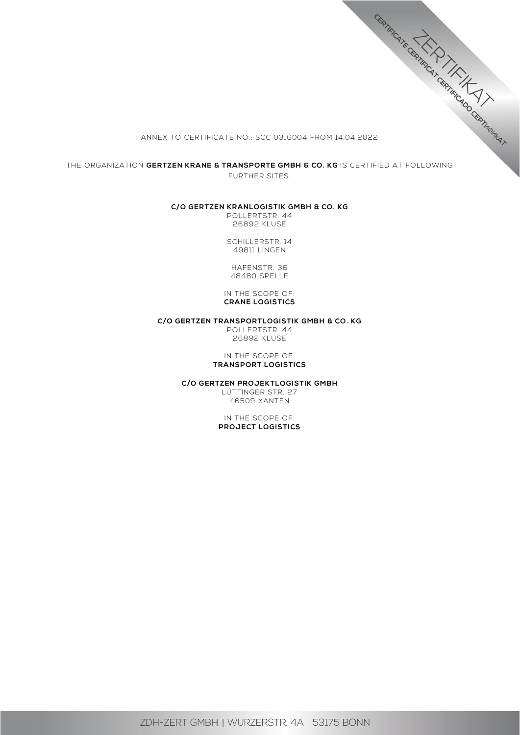ZERTIFIKAT

CERTIFICATE CERTIFICAT CERTIFICATO CERTIFICADO СЕРТИФИКАТ

ANNEX TO CERTIFICATE NO.: SCC 0316004 FROM 14.04.2022

THE ORGANIZATION **GERTZEN KRANE & TRANSPORTE GMBH & CO. KG** IS CERTIFIED AT FOLLOWING FURTHER SITES:

**C/O GERTZEN KRANLOGISTIK GMBH & CO. KG**
POLLERTSTR. 44
26892 KLUSE

SCHILLERSTR. 14
49811 LINGEN

HAFENSTR. 36
48480 SPELLE

IN THE SCOPE OF:
**CRANE LOGISTICS**

**C/O GERTZEN TRANSPORTLOGISTIK GMBH & CO. KG**
POLLERTSTR. 44
26892 KLUSE

IN THE SCOPE OF:
**TRANSPORT LOGISTICS**

**C/O GERTZEN PROJEKTLOGISTIK GMBH**
LÜTTINGER STR. 27
46509 XANTEN

IN THE SCOPE OF:
**PROJECT LOGISTICS**

ZDH-ZERT GMBH | WURZERSTR. 4A | 53175 BONN